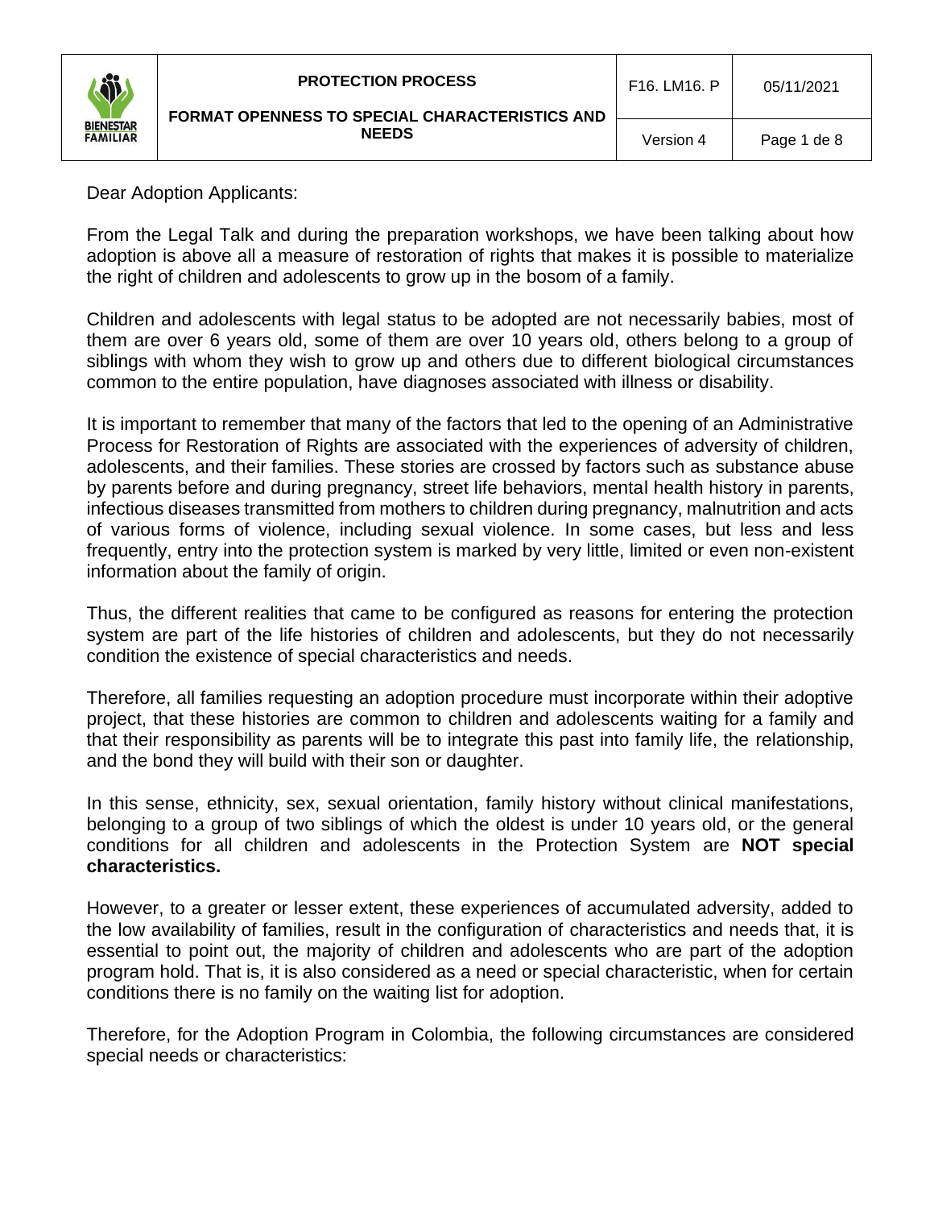Dear Adoption Applicants:

From the Legal Talk and during the preparation workshops, we have been talking about how adoption is above all a measure of restoration of rights that makes it is possible to materialize the right of children and adolescents to grow up in the bosom of a family.

Children and adolescents with legal status to be adopted are not necessarily babies, most of them are over 6 years old, some of them are over 10 years old, others belong to a group of siblings with whom they wish to grow up and others due to different biological circumstances common to the entire population, have diagnoses associated with illness or disability.

It is important to remember that many of the factors that led to the opening of an Administrative Process for Restoration of Rights are associated with the experiences of adversity of children, adolescents, and their families. These stories are crossed by factors such as substance abuse by parents before and during pregnancy, street life behaviors, mental health history in parents, infectious diseases transmitted from mothers to children during pregnancy, malnutrition and acts of various forms of violence, including sexual violence. In some cases, but less and less frequently, entry into the protection system is marked by very little, limited or even non-existent information about the family of origin.

Thus, the different realities that came to be configured as reasons for entering the protection system are part of the life histories of children and adolescents, but they do not necessarily condition the existence of special characteristics and needs.

Therefore, all families requesting an adoption procedure must incorporate within their adoptive project, that these histories are common to children and adolescents waiting for a family and that their responsibility as parents will be to integrate this past into family life, the relationship, and the bond they will build with their son or daughter.

In this sense, ethnicity, sex, sexual orientation, family history without clinical manifestations, belonging to a group of two siblings of which the oldest is under 10 years old, or the general conditions for all children and adolescents in the Protection System are **NOT special characteristics.**

However, to a greater or lesser extent, these experiences of accumulated adversity, added to the low availability of families, result in the configuration of characteristics and needs that, it is essential to point out, the majority of children and adolescents who are part of the adoption program hold. That is, it is also considered as a need or special characteristic, when for certain conditions there is no family on the waiting list for adoption.

Therefore, for the Adoption Program in Colombia, the following circumstances are considered special needs or characteristics: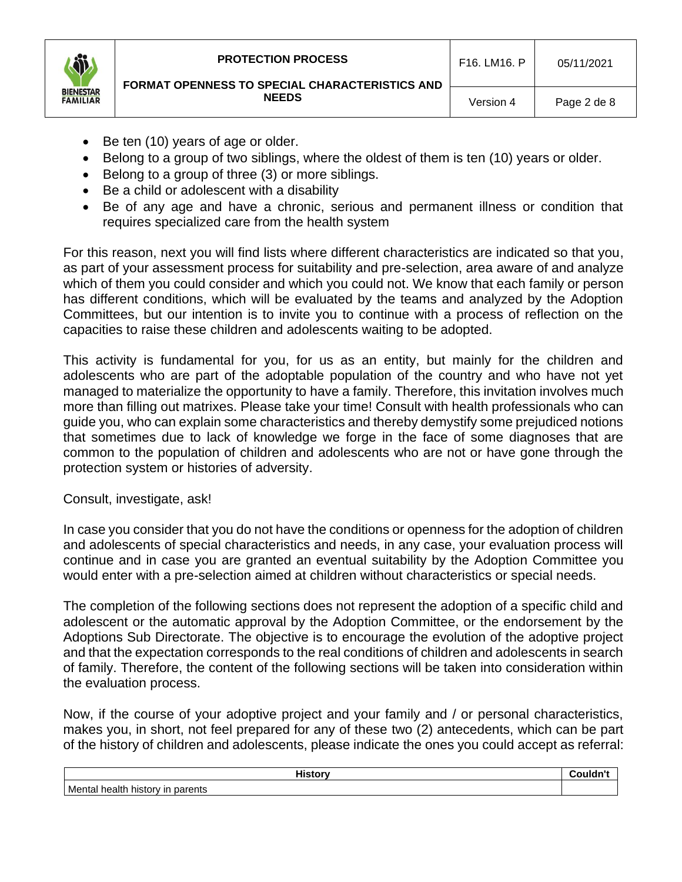- Be ten (10) years of age or older.
- Belong to a group of two siblings, where the oldest of them is ten (10) years or older.
- Belong to a group of three (3) or more siblings.
- Be a child or adolescent with a disability
- Be of any age and have a chronic, serious and permanent illness or condition that requires specialized care from the health system

For this reason, next you will find lists where different characteristics are indicated so that you, as part of your assessment process for suitability and pre-selection, area aware of and analyze which of them you could consider and which you could not. We know that each family or person has different conditions, which will be evaluated by the teams and analyzed by the Adoption Committees, but our intention is to invite you to continue with a process of reflection on the capacities to raise these children and adolescents waiting to be adopted.

This activity is fundamental for you, for us as an entity, but mainly for the children and adolescents who are part of the adoptable population of the country and who have not yet managed to materialize the opportunity to have a family. Therefore, this invitation involves much more than filling out matrixes. Please take your time! Consult with health professionals who can guide you, who can explain some characteristics and thereby demystify some prejudiced notions that sometimes due to lack of knowledge we forge in the face of some diagnoses that are common to the population of children and adolescents who are not or have gone through the protection system or histories of adversity.

Consult, investigate, ask!

In case you consider that you do not have the conditions or openness for the adoption of children and adolescents of special characteristics and needs, in any case, your evaluation process will continue and in case you are granted an eventual suitability by the Adoption Committee you would enter with a pre-selection aimed at children without characteristics or special needs.

The completion of the following sections does not represent the adoption of a specific child and adolescent or the automatic approval by the Adoption Committee, or the endorsement by the Adoptions Sub Directorate. The objective is to encourage the evolution of the adoptive project and that the expectation corresponds to the real conditions of children and adolescents in search of family. Therefore, the content of the following sections will be taken into consideration within the evaluation process.

Now, if the course of your adoptive project and your family and / or personal characteristics, makes you, in short, not feel prepared for any of these two (2) antecedents, which can be part of the history of children and adolescents, please indicate the ones you could accept as referral:

| History | Couldn't |
| --- | --- |
| Mental health history in parents | |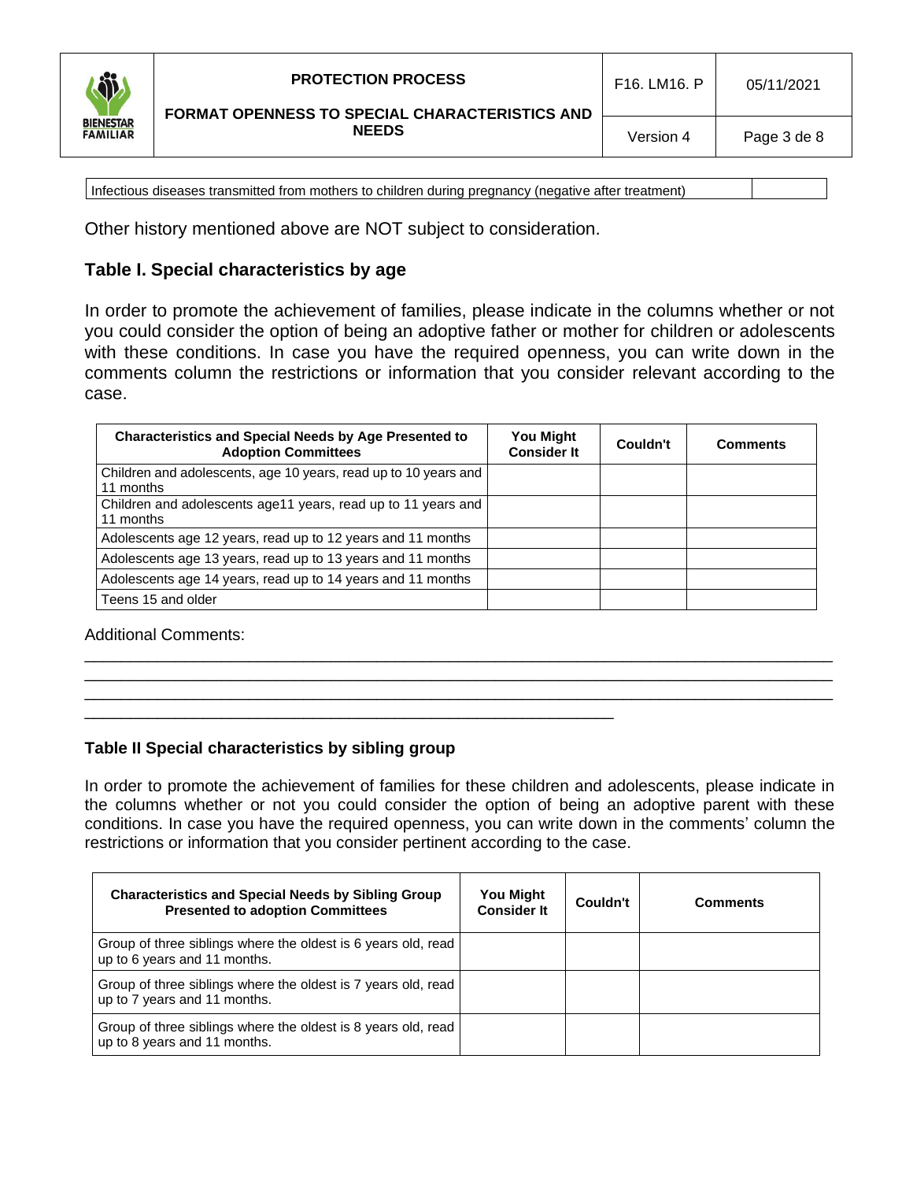| Infectious diseases transmitted from mothers to children during pregnancy (negative after treatment) | |
|---|---|

Other history mentioned above are NOT subject to consideration.

## Table I. Special characteristics by age

In order to promote the achievement of families, please indicate in the columns whether or not you could consider the option of being an adoptive father or mother for children or adolescents with these conditions. In case you have the required openness, you can write down in the comments column the restrictions or information that you consider relevant according to the case.

| Characteristics and Special Needs by Age Presented to Adoption Committees | You Might Consider It | Couldn't | Comments |
|---|---|---|---|
| Children and adolescents, age 10 years, read up to 10 years and 11 months | | | |
| Children and adolescents age11 years, read up to 11 years and 11 months | | | |
| Adolescents age 12 years, read up to 12 years and 11 months | | | |
| Adolescents age 13 years, read up to 13 years and 11 months | | | |
| Adolescents age 14 years, read up to 14 years and 11 months | | | |
| Teens 15 and older | | | |

Additional Comments:
_______________________________________________________________________________
_______________________________________________________________________________
_______________________________________________________________________________
____________________________________________________________

## Table II Special characteristics by sibling group

In order to promote the achievement of families for these children and adolescents, please indicate in the columns whether or not you could consider the option of being an adoptive parent with these conditions. In case you have the required openness, you can write down in the comments' column the restrictions or information that you consider pertinent according to the case.

| Characteristics and Special Needs by Sibling Group Presented to adoption Committees | You Might Consider It | Couldn't | Comments |
|---|---|---|---|
| Group of three siblings where the oldest is 6 years old, read up to 6 years and 11 months. | | | |
| Group of three siblings where the oldest is 7 years old, read up to 7 years and 11 months. | | | |
| Group of three siblings where the oldest is 8 years old, read up to 8 years and 11 months. | | | |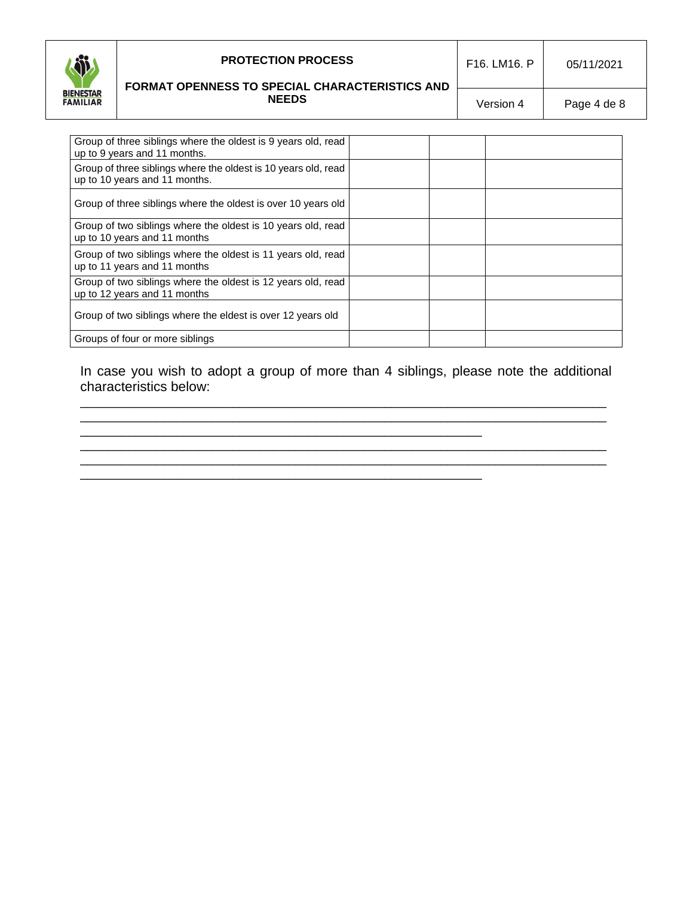| | | | |
|---|---|---|---|
| Group of three siblings where the oldest is 9 years old, read up to 9 years and 11 months. | | | |
| Group of three siblings where the oldest is 10 years old, read up to 10 years and 11 months. | | | |
| Group of three siblings where the oldest is over 10 years old | | | |
| Group of two siblings where the oldest is 10 years old, read up to 10 years and 11 months | | | |
| Group of two siblings where the oldest is 11 years old, read up to 11 years and 11 months | | | |
| Group of two siblings where the oldest is 12 years old, read up to 12 years and 11 months | | | |
| Group of two siblings where the eldest is over 12 years old | | | |
| Groups of four or more siblings | | | |

In case you wish to adopt a group of more than 4 siblings, please note the additional characteristics below:

_______________________________________________________________________________
_______________________________________________________________________________
____________________________________________________________
_______________________________________________________________________________
_______________________________________________________________________________
____________________________________________________________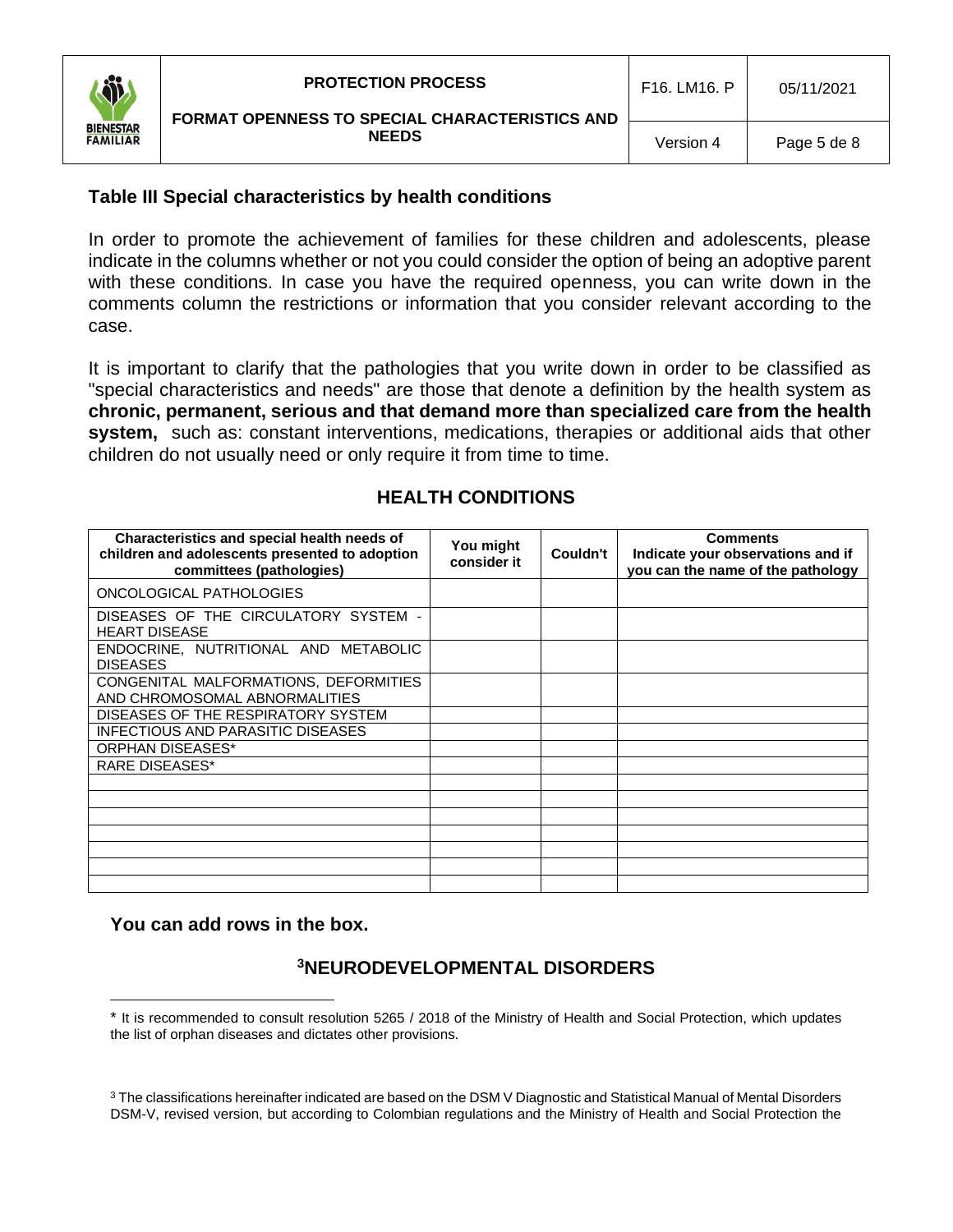### Table III Special characteristics by health conditions

In order to promote the achievement of families for these children and adolescents, please indicate in the columns whether or not you could consider the option of being an adoptive parent with these conditions. In case you have the required openness, you can write down in the comments column the restrictions or information that you consider relevant according to the case.

It is important to clarify that the pathologies that you write down in order to be classified as "special characteristics and needs" are those that denote a definition by the health system as **chronic, permanent, serious and that demand more than specialized care from the health system,** such as: constant interventions, medications, therapies or additional aids that other children do not usually need or only require it from time to time.

## HEALTH CONDITIONS

| Characteristics and special health needs of children and adolescents presented to adoption committees (pathologies) | You might consider it | Couldn't | Comments Indicate your observations and if you can the name of the pathology |
|---|---|---|---|
| ONCOLOGICAL PATHOLOGIES | | | |
| DISEASES OF THE CIRCULATORY SYSTEM - HEART DISEASE | | | |
| ENDOCRINE, NUTRITIONAL AND METABOLIC DISEASES | | | |
| CONGENITAL MALFORMATIONS, DEFORMITIES AND CHROMOSOMAL ABNORMALITIES | | | |
| DISEASES OF THE RESPIRATORY SYSTEM | | | |
| INFECTIOUS AND PARASITIC DISEASES | | | |
| ORPHAN DISEASES* | | | |
| RARE DISEASES* | | | |
| | | | |
| | | | |
| | | | |
| | | | |
| | | | |
| | | | |
| | | | |

**You can add rows in the box.**

## [3]NEURODEVELOPMENTAL DISORDERS

\* It is recommended to consult resolution 5265 / 2018 of the Ministry of Health and Social Protection, which updates the list of orphan diseases and dictates other provisions.

[3] The classifications hereinafter indicated are based on the DSM V Diagnostic and Statistical Manual of Mental Disorders DSM-V, revised version, but according to Colombian regulations and the Ministry of Health and Social Protection the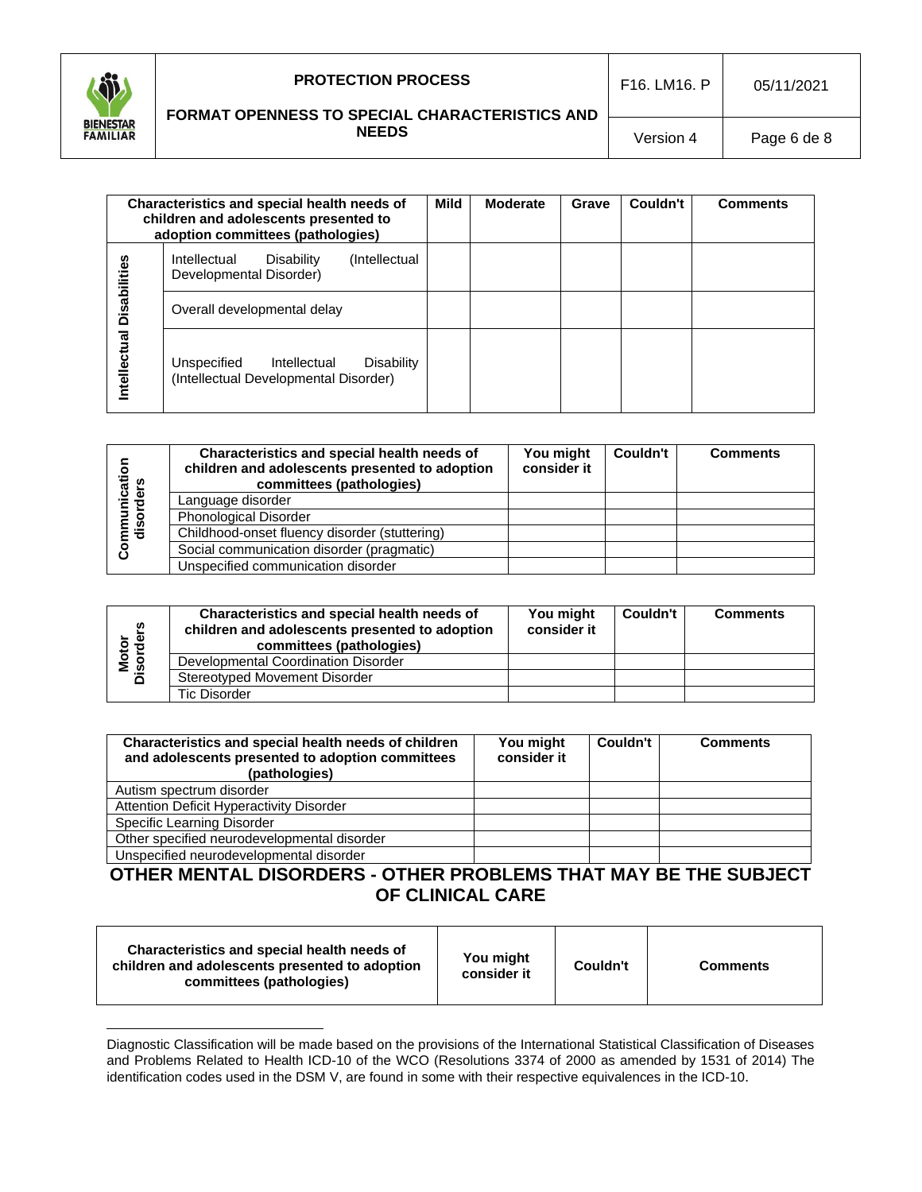| Characteristics and special health needs of children and adolescents presented to adoption committees (pathologies) | | Mild | Moderate | Grave | Couldn't | Comments |
|---|---|---|---|---|---|---|
| Intellectual Disabilities | Intellectual Disability (Intellectual Developmental Disorder) | | | | | |
| | Overall developmental delay | | | | | |
| | Unspecified Intellectual Disability (Intellectual Developmental Disorder) | | | | | |

| | Characteristics and special health needs of children and adolescents presented to adoption committees (pathologies) | You might consider it | Couldn't | Comments |
|---|---|---|---|---|
| Communication disorders | Language disorder | | | |
| | Phonological Disorder | | | |
| | Childhood-onset fluency disorder (stuttering) | | | |
| | Social communication disorder (pragmatic) | | | |
| | Unspecified communication disorder | | | |

| | Characteristics and special health needs of children and adolescents presented to adoption committees (pathologies) | You might consider it | Couldn't | Comments |
|---|---|---|---|---|
| Motor Disorders | Developmental Coordination Disorder | | | |
| | Stereotyped Movement Disorder | | | |
| | Tic Disorder | | | |

| Characteristics and special health needs of children and adolescents presented to adoption committees (pathologies) | You might consider it | Couldn't | Comments |
|---|---|---|---|
| Autism spectrum disorder | | | |
| Attention Deficit Hyperactivity Disorder | | | |
| Specific Learning Disorder | | | |
| Other specified neurodevelopmental disorder | | | |
| Unspecified neurodevelopmental disorder | | | |

## OTHER MENTAL DISORDERS - OTHER PROBLEMS THAT MAY BE THE SUBJECT OF CLINICAL CARE

| Characteristics and special health needs of children and adolescents presented to adoption committees (pathologies) | You might consider it | Couldn't | Comments |
|---|---|---|---|

Diagnostic Classification will be made based on the provisions of the International Statistical Classification of Diseases and Problems Related to Health ICD-10 of the WCO (Resolutions 3374 of 2000 as amended by 1531 of 2014) The identification codes used in the DSM V, are found in some with their respective equivalences in the ICD-10.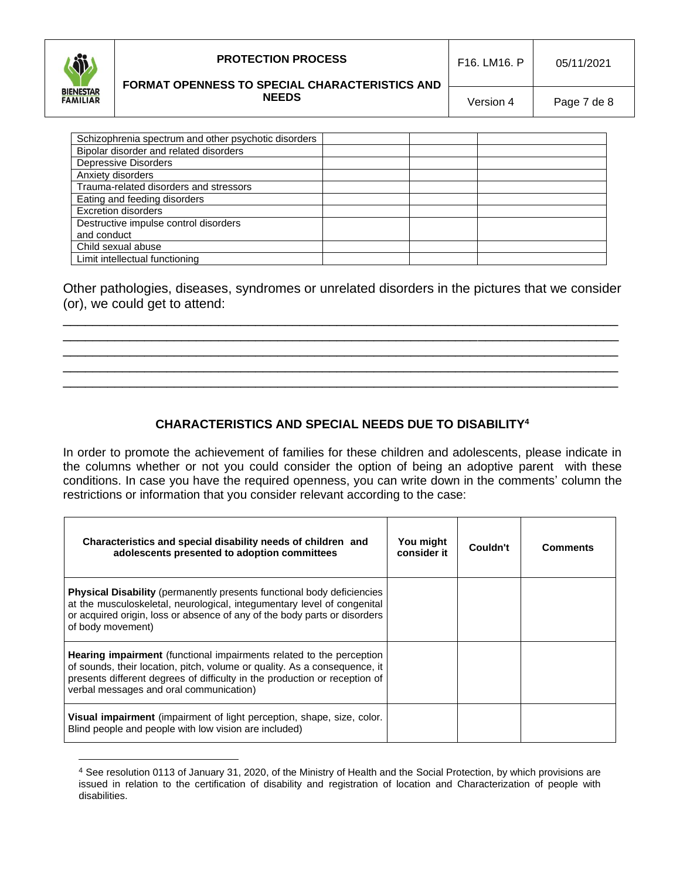| Schizophrenia spectrum and other psychotic disorders | | | |
|---|---|---|---|
| Bipolar disorder and related disorders | | | |
| Depressive Disorders | | | |
| Anxiety disorders | | | |
| Trauma-related disorders and stressors | | | |
| Eating and feeding disorders | | | |
| Excretion disorders | | | |
| Destructive impulse control disorders and conduct | | | |
| Child sexual abuse | | | |
| Limit intellectual functioning | | | |

Other pathologies, diseases, syndromes or unrelated disorders in the pictures that we consider (or), we could get to attend:

_______________________________________________________________________________
_______________________________________________________________________________
_______________________________________________________________________________
_______________________________________________________________________________
_______________________________________________________________________________

## CHARACTERISTICS AND SPECIAL NEEDS DUE TO DISABILITY[4]

In order to promote the achievement of families for these children and adolescents, please indicate in the columns whether or not you could consider the option of being an adoptive parent with these conditions. In case you have the required openness, you can write down in the comments' column the restrictions or information that you consider relevant according to the case:

| Characteristics and special disability needs of children and adolescents presented to adoption committees | You might consider it | Couldn't | Comments |
|---|---|---|---|
| **Physical Disability** (permanently presents functional body deficiencies at the musculoskeletal, neurological, integumentary level of congenital or acquired origin, loss or absence of any of the body parts or disorders of body movement) | | | |
| **Hearing impairment** (functional impairments related to the perception of sounds, their location, pitch, volume or quality. As a consequence, it presents different degrees of difficulty in the production or reception of verbal messages and oral communication) | | | |
| **Visual impairment** (impairment of light perception, shape, size, color. Blind people and people with low vision are included) | | | |

[4] See resolution 0113 of January 31, 2020, of the Ministry of Health and the Social Protection, by which provisions are issued in relation to the certification of disability and registration of location and Characterization of people with disabilities.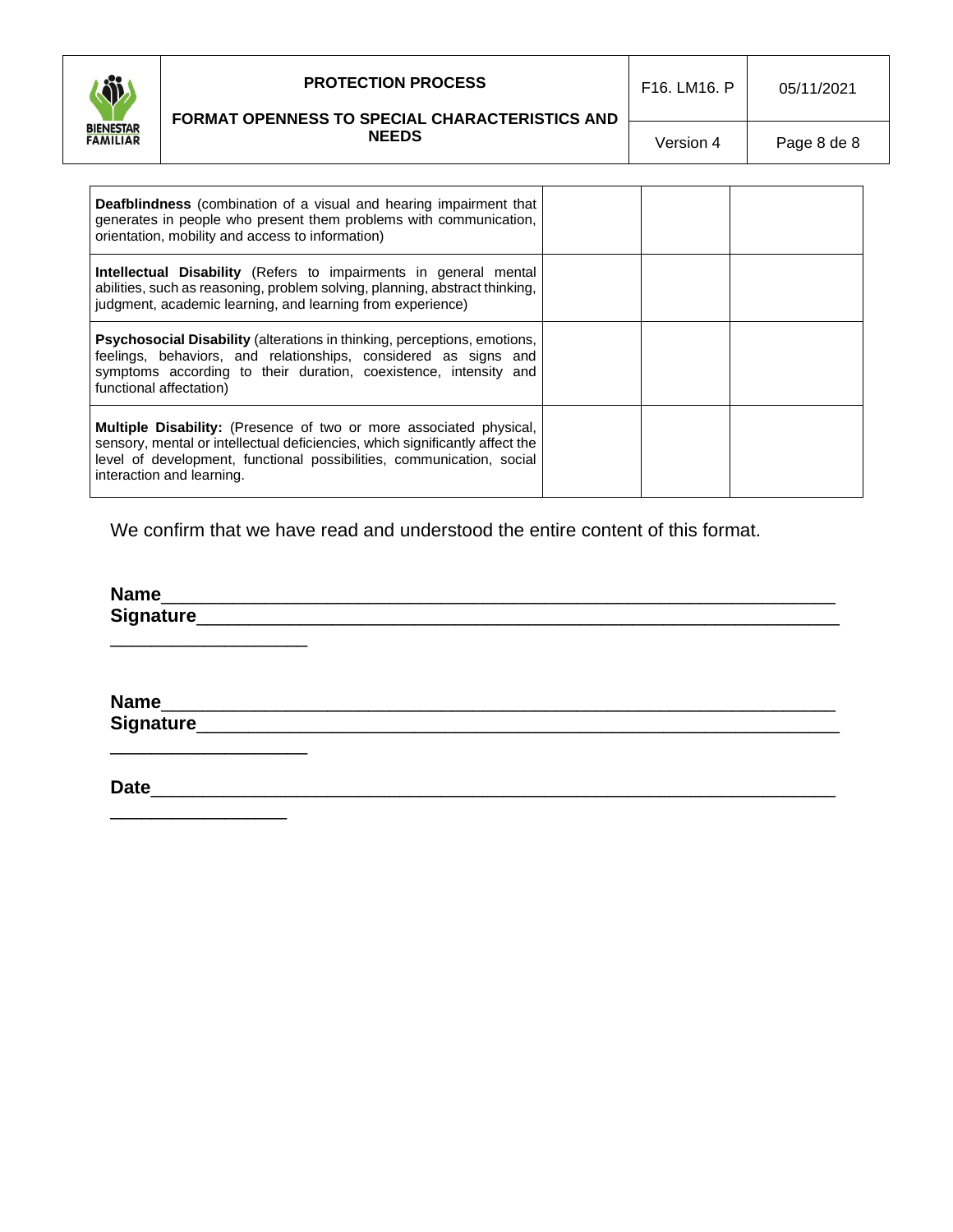| | | | |
|---|---|---|---|
| **Deafblindness** (combination of a visual and hearing impairment that generates in people who present them problems with communication, orientation, mobility and access to information) | | | |
| **Intellectual Disability** (Refers to impairments in general mental abilities, such as reasoning, problem solving, planning, abstract thinking, judgment, academic learning, and learning from experience) | | | |
| **Psychosocial Disability** (alterations in thinking, perceptions, emotions, feelings, behaviors, and relationships, considered as signs and symptoms according to their duration, coexistence, intensity and functional affectation) | | | |
| **Multiple Disability:** (Presence of two or more associated physical, sensory, mental or intellectual deficiencies, which significantly affect the level of development, functional possibilities, communication, social interaction and learning. | | | |

We confirm that we have read and understood the entire content of this format.

**Name**_______________________________________________________________
**Signature**____________________________________________________________
____________________

**Name**_______________________________________________________________
**Signature**____________________________________________________________
____________________

**Date**________________________________________________________________
__________________